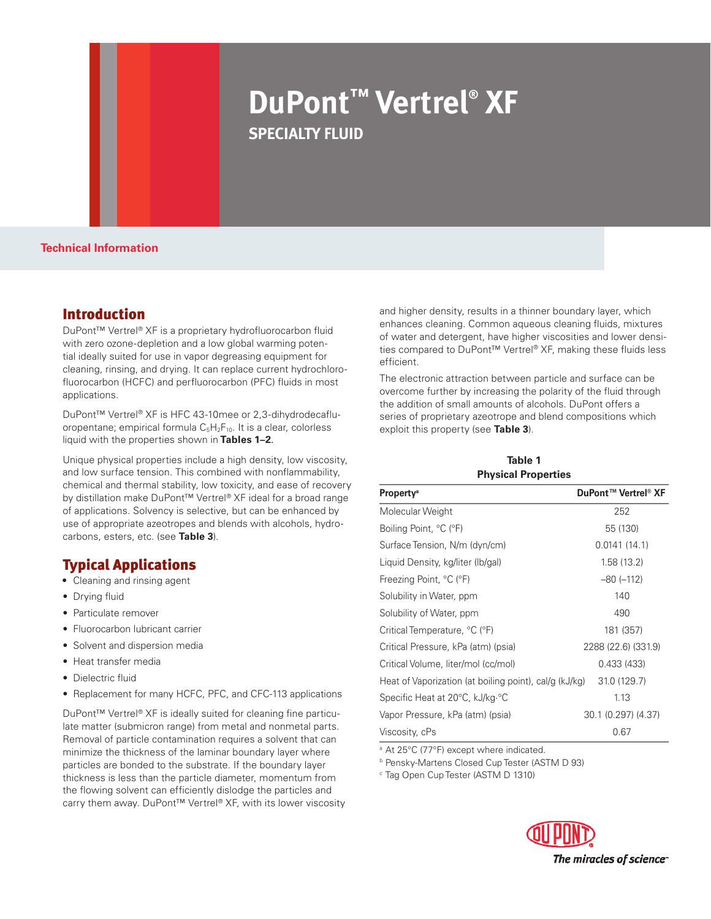# DuPont™ Vertrel® XF

## SPECIALTY FLUID

**Technical Information**

## Introduction

DuPont™ Vertrel® XF is a proprietary hydrofluorocarbon fluid with zero ozone-depletion and a low global warming potential ideally suited for use in vapor degreasing equipment for cleaning, rinsing, and drying. It can replace current hydrochlorofluorocarbon (HCFC) and perfluorocarbon (PFC) fluids in most applications.

DuPont™ Vertrel® XF is HFC 43-10mee or 2,3-dihydrodecafluoropentane; empirical formula $C_5H_2F_{10}$. It is a clear, colorless liquid with the properties shown in **Tables 1–2**.

Unique physical properties include a high density, low viscosity, and low surface tension. This combined with nonflammability, chemical and thermal stability, low toxicity, and ease of recovery by distillation make DuPont™ Vertrel® XF ideal for a broad range of applications. Solvency is selective, but can be enhanced by use of appropriate azeotropes and blends with alcohols, hydrocarbons, esters, etc. (see **Table 3**).

## Typical Applications

- Cleaning and rinsing agent
- Drying fluid
- Particulate remover
- Fluorocarbon lubricant carrier
- Solvent and dispersion media
- Heat transfer media
- Dielectric fluid
- Replacement for many HCFC, PFC, and CFC-113 applications

DuPont™ Vertrel® XF is ideally suited for cleaning fine particulate matter (submicron range) from metal and nonmetal parts. Removal of particle contamination requires a solvent that can minimize the thickness of the laminar boundary layer where particles are bonded to the substrate. If the boundary layer thickness is less than the particle diameter, momentum from the flowing solvent can efficiently dislodge the particles and carry them away. DuPont™ Vertrel® XF, with its lower viscosity and higher density, results in a thinner boundary layer, which enhances cleaning. Common aqueous cleaning fluids, mixtures of water and detergent, have higher viscosities and lower densities compared to DuPont™ Vertrel® XF, making these fluids less efficient.

The electronic attraction between particle and surface can be overcome further by increasing the polarity of the fluid through the addition of small amounts of alcohols. DuPont offers a series of proprietary azeotrope and blend compositions which exploit this property (see **Table 3**).

**Table 1**
**Physical Properties**

| Property[a] | DuPont™ Vertrel® XF |
|---|---|
| Molecular Weight | 252 |
| Boiling Point, °C (°F) | 55 (130) |
| Surface Tension, N/m (dyn/cm) | 0.0141 (14.1) |
| Liquid Density, kg/liter (lb/gal) | 1.58 (13.2) |
| Freezing Point, °C (°F) | –80 (–112) |
| Solubility in Water, ppm | 140 |
| Solubility of Water, ppm | 490 |
| Critical Temperature, °C (°F) | 181 (357) |
| Critical Pressure, kPa (atm) (psia) | 2288 (22.6) (331.9) |
| Critical Volume, liter/mol (cc/mol) | 0.433 (433) |
| Heat of Vaporization (at boiling point), cal/g (kJ/kg) | 31.0 (129.7) |
| Specific Heat at 20°C, kJ/kg·°C | 1.13 |
| Vapor Pressure, kPa (atm) (psia) | 30.1 (0.297) (4.37) |
| Viscosity, cPs | 0.67 |

[a] At 25°C (77°F) except where indicated.

[b] Pensky-Martens Closed Cup Tester (ASTM D 93)

[c] Tag Open Cup Tester (ASTM D 1310)

The miracles of science™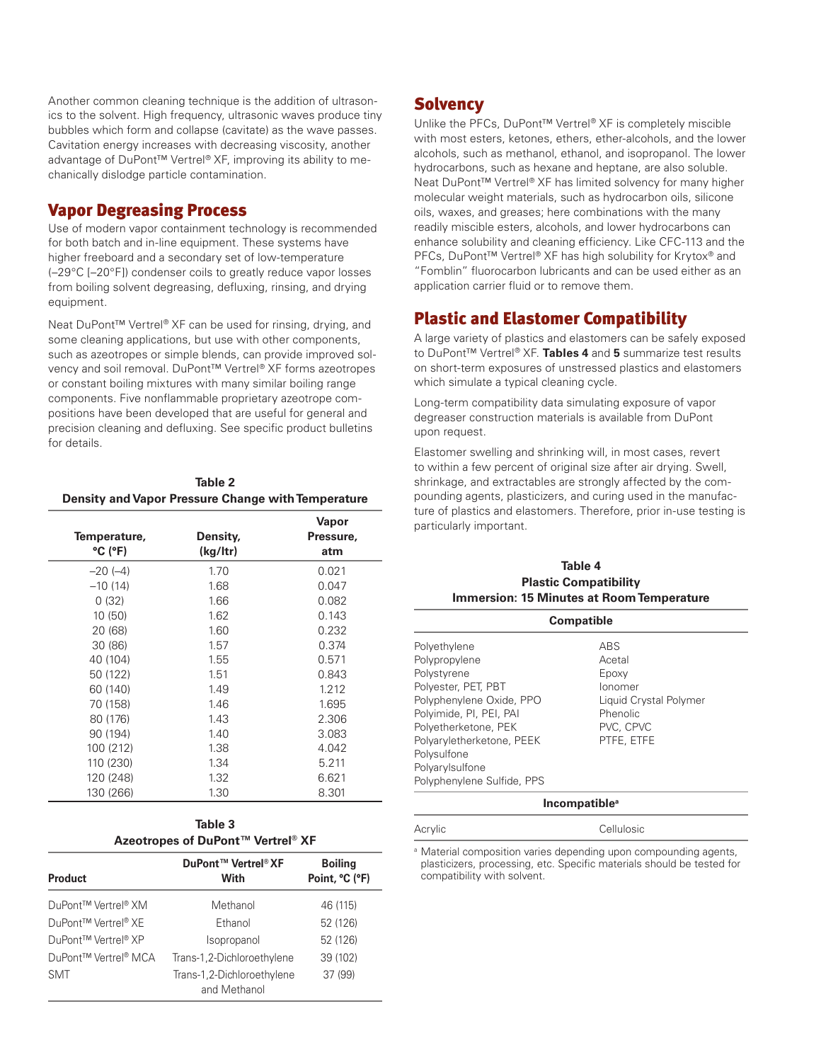Another common cleaning technique is the addition of ultrasonics to the solvent. High frequency, ultrasonic waves produce tiny bubbles which form and collapse (cavitate) as the wave passes. Cavitation energy increases with decreasing viscosity, another advantage of DuPont™ Vertrel® XF, improving its ability to mechanically dislodge particle contamination.

## Vapor Degreasing Process

Use of modern vapor containment technology is recommended for both batch and in-line equipment. These systems have higher freeboard and a secondary set of low-temperature (–29°C [–20°F]) condenser coils to greatly reduce vapor losses from boiling solvent degreasing, defluxing, rinsing, and drying equipment.

Neat DuPont™ Vertrel® XF can be used for rinsing, drying, and some cleaning applications, but use with other components, such as azeotropes or simple blends, can provide improved solvency and soil removal. DuPont™ Vertrel® XF forms azeotropes or constant boiling mixtures with many similar boiling range components. Five nonflammable proprietary azeotrope compositions have been developed that are useful for general and precision cleaning and defluxing. See specific product bulletins for details.

**Table 2**
**Density and Vapor Pressure Change with Temperature**

| Temperature, °C (°F) | Density, (kg/ltr) | Vapor Pressure, atm |
|---|---|---|
| –20 (–4) | 1.70 | 0.021 |
| –10 (14) | 1.68 | 0.047 |
| 0 (32) | 1.66 | 0.082 |
| 10 (50) | 1.62 | 0.143 |
| 20 (68) | 1.60 | 0.232 |
| 30 (86) | 1.57 | 0.374 |
| 40 (104) | 1.55 | 0.571 |
| 50 (122) | 1.51 | 0.843 |
| 60 (140) | 1.49 | 1.212 |
| 70 (158) | 1.46 | 1.695 |
| 80 (176) | 1.43 | 2.306 |
| 90 (194) | 1.40 | 3.083 |
| 100 (212) | 1.38 | 4.042 |
| 110 (230) | 1.34 | 5.211 |
| 120 (248) | 1.32 | 6.621 |
| 130 (266) | 1.30 | 8.301 |

**Table 3**
**Azeotropes of DuPont™ Vertrel® XF**

| Product | DuPont™ Vertrel® XF With | Boiling Point, °C (°F) |
|---|---|---|
| DuPont™ Vertrel® XM | Methanol | 46 (115) |
| DuPont™ Vertrel® XE | Ethanol | 52 (126) |
| DuPont™ Vertrel® XP | Isopropanol | 52 (126) |
| DuPont™ Vertrel® MCA | Trans-1,2-Dichloroethylene | 39 (102) |
| SMT | Trans-1,2-Dichloroethylene and Methanol | 37 (99) |

## Solvency

Unlike the PFCs, DuPont™ Vertrel® XF is completely miscible with most esters, ketones, ethers, ether-alcohols, and the lower alcohols, such as methanol, ethanol, and isopropanol. The lower hydrocarbons, such as hexane and heptane, are also soluble. Neat DuPont™ Vertrel® XF has limited solvency for many higher molecular weight materials, such as hydrocarbon oils, silicone oils, waxes, and greases; here combinations with the many readily miscible esters, alcohols, and lower hydrocarbons can enhance solubility and cleaning efficiency. Like CFC-113 and the PFCs, DuPont™ Vertrel® XF has high solubility for Krytox® and "Fomblin" fluorocarbon lubricants and can be used either as an application carrier fluid or to remove them.

## Plastic and Elastomer Compatibility

A large variety of plastics and elastomers can be safely exposed to DuPont™ Vertrel® XF. **Tables 4** and **5** summarize test results on short-term exposures of unstressed plastics and elastomers which simulate a typical cleaning cycle.

Long-term compatibility data simulating exposure of vapor degreaser construction materials is available from DuPont upon request.

Elastomer swelling and shrinking will, in most cases, revert to within a few percent of original size after air drying. Swell, shrinkage, and extractables are strongly affected by the compounding agents, plasticizers, and curing used in the manufacture of plastics and elastomers. Therefore, prior in-use testing is particularly important.

**Table 4**
**Plastic Compatibility**
**Immersion: 15 Minutes at Room Temperature**

| Compatible | |
|---|---|
| Polyethylene | ABS |
| Polypropylene | Acetal |
| Polystyrene | Epoxy |
| Polyester, PET, PBT | Ionomer |
| Polyphenylene Oxide, PPO | Liquid Crystal Polymer |
| Polyimide, PI, PEI, PAI | Phenolic |
| Polyetherketone, PEK | PVC, CPVC |
| Polyaryletherketone, PEEK | PTFE, ETFE |
| Polysulfone | |
| Polyarylsulfone | |
| Polyphenylene Sulfide, PPS | |
| **Incompatible[a]** | |
| Acrylic | Cellulosic |

[a] Material composition varies depending upon compounding agents, plasticizers, processing, etc. Specific materials should be tested for compatibility with solvent.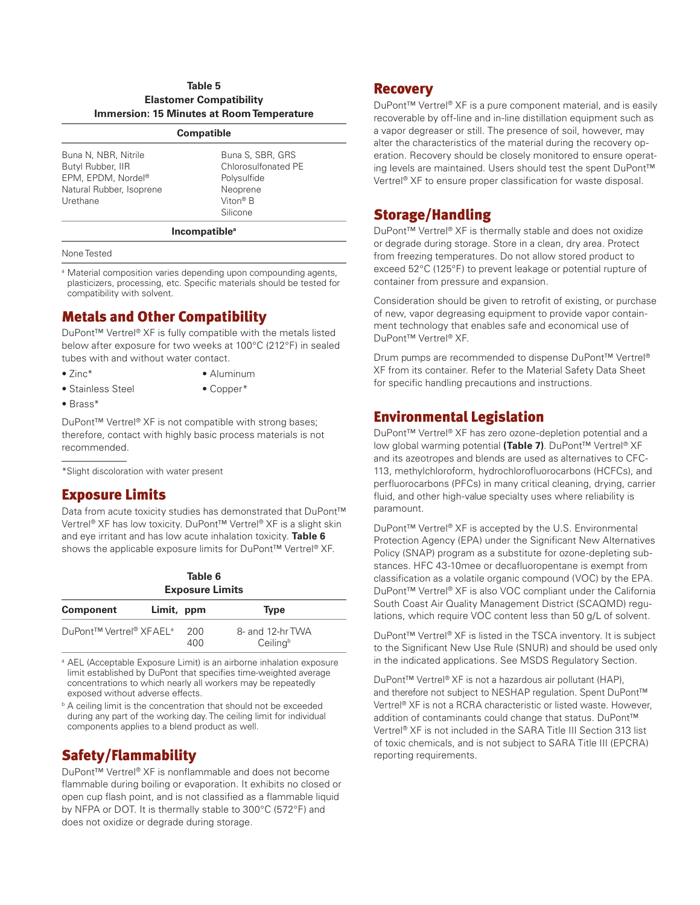**Table 5**
**Elastomer Compatibility**
**Immersion: 15 Minutes at Room Temperature**

| **Compatible** | |
|---|---|
| Buna N, NBR, Nitrile | Buna S, SBR, GRS |
| Butyl Rubber, IIR | Chlorosulfonated PE |
| EPM, EPDM, Nordel® | Polysulfide |
| Natural Rubber, Isoprene | Neoprene |
| Urethane | Viton® B |
| | Silicone |
| **Incompatible**[a] | |
| None Tested | |

[a] Material composition varies depending upon compounding agents, plasticizers, processing, etc. Specific materials should be tested for compatibility with solvent.

## Metals and Other Compatibility

DuPont™ Vertrel® XF is fully compatible with the metals listed below after exposure for two weeks at 100°C (212°F) in sealed tubes with and without water contact.

- Zinc*
- Stainless Steel
- Brass*
- Aluminum
- Copper*

DuPont™ Vertrel® XF is not compatible with strong bases; therefore, contact with highly basic process materials is not recommended.

*Slight discoloration with water present

## Exposure Limits

Data from acute toxicity studies has demonstrated that DuPont™ Vertrel® XF has low toxicity. DuPont™ Vertrel® XF is a slight skin and eye irritant and has low acute inhalation toxicity. **Table 6** shows the applicable exposure limits for DuPont™ Vertrel® XF.

**Table 6**
**Exposure Limits**

| Component | Limit, ppm | Type |
|---|---|---|
| DuPont™ Vertrel® XF AEL[a] | 200 | 8- and 12-hr TWA |
| | 400 | Ceiling[b] |

[a] AEL (Acceptable Exposure Limit) is an airborne inhalation exposure limit established by DuPont that specifies time-weighted average concentrations to which nearly all workers may be repeatedly exposed without adverse effects.

[b] A ceiling limit is the concentration that should not be exceeded during any part of the working day. The ceiling limit for individual components applies to a blend product as well.

## Safety/Flammability

DuPont™ Vertrel® XF is nonflammable and does not become flammable during boiling or evaporation. It exhibits no closed or open cup flash point, and is not classified as a flammable liquid by NFPA or DOT. It is thermally stable to 300°C (572°F) and does not oxidize or degrade during storage.

## Recovery

DuPont™ Vertrel® XF is a pure component material, and is easily recoverable by off-line and in-line distillation equipment such as a vapor degreaser or still. The presence of soil, however, may alter the characteristics of the material during the recovery operation. Recovery should be closely monitored to ensure operating levels are maintained. Users should test the spent DuPont™ Vertrel® XF to ensure proper classification for waste disposal.

## Storage/Handling

DuPont™ Vertrel® XF is thermally stable and does not oxidize or degrade during storage. Store in a clean, dry area. Protect from freezing temperatures. Do not allow stored product to exceed 52°C (125°F) to prevent leakage or potential rupture of container from pressure and expansion.

Consideration should be given to retrofit of existing, or purchase of new, vapor degreasing equipment to provide vapor containment technology that enables safe and economical use of DuPont™ Vertrel® XF.

Drum pumps are recommended to dispense DuPont™ Vertrel® XF from its container. Refer to the Material Safety Data Sheet for specific handling precautions and instructions.

## Environmental Legislation

DuPont™ Vertrel® XF has zero ozone-depletion potential and a low global warming potential **(Table 7)**. DuPont™ Vertrel® XF and its azeotropes and blends are used as alternatives to CFC-113, methylchloroform, hydrochlorofluorocarbons (HCFCs), and perfluorocarbons (PFCs) in many critical cleaning, drying, carrier fluid, and other high-value specialty uses where reliability is paramount.

DuPont™ Vertrel® XF is accepted by the U.S. Environmental Protection Agency (EPA) under the Significant New Alternatives Policy (SNAP) program as a substitute for ozone-depleting substances. HFC 43-10mee or decafluoropentane is exempt from classification as a volatile organic compound (VOC) by the EPA. DuPont™ Vertrel® XF is also VOC compliant under the California South Coast Air Quality Management District (SCAQMD) regulations, which require VOC content less than 50 g/L of solvent.

DuPont™ Vertrel® XF is listed in the TSCA inventory. It is subject to the Significant New Use Rule (SNUR) and should be used only in the indicated applications. See MSDS Regulatory Section.

DuPont™ Vertrel® XF is not a hazardous air pollutant (HAP), and therefore not subject to NESHAP regulation. Spent DuPont™ Vertrel® XF is not a RCRA characteristic or listed waste. However, addition of contaminants could change that status. DuPont™ Vertrel® XF is not included in the SARA Title III Section 313 list of toxic chemicals, and is not subject to SARA Title III (EPCRA) reporting requirements.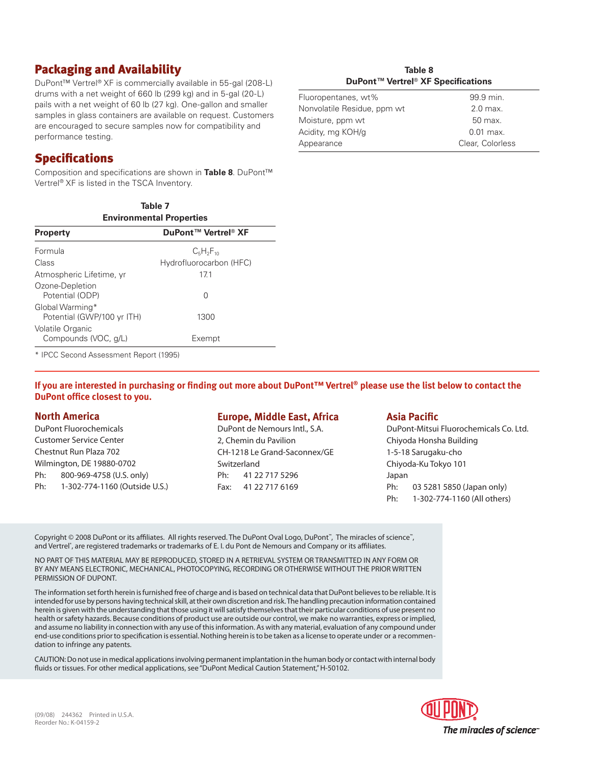## Packaging and Availability

DuPont™ Vertrel® XF is commercially available in 55-gal (208-L) drums with a net weight of 660 lb (299 kg) and in 5-gal (20-L) pails with a net weight of 60 lb (27 kg). One-gallon and smaller samples in glass containers are available on request. Customers are encouraged to secure samples now for compatibility and performance testing.

## Specifications

Composition and specifications are shown in **Table 8**. DuPont™ Vertrel® XF is listed in the TSCA Inventory.

**Table 7**
**Environmental Properties**

| Property | DuPont™ Vertrel® XF |
|---|---|
| Formula | $C_5H_2F_{10}$ |
| Class | Hydrofluorocarbon (HFC) |
| Atmospheric Lifetime, yr | 17.1 |
| Ozone-Depletion Potential (ODP) | 0 |
| Global Warming* Potential (GWP/100 yr ITH) | 1300 |
| Volatile Organic Compounds (VOC, g/L) | Exempt |

* IPCC Second Assessment Report (1995)

**Table 8**
**DuPont™ Vertrel® XF Specifications**

| | |
|---|---|
| Fluoropentanes, wt% | 99.9 min. |
| Nonvolatile Residue, ppm wt | 2.0 max. |
| Moisture, ppm wt | 50 max. |
| Acidity, mg KOH/g | 0.01 max. |
| Appearance | Clear, Colorless |

**If you are interested in purchasing or finding out more about DuPont™ Vertrel® please use the list below to contact the DuPont office closest to you.**

### North America

DuPont Fluorochemicals
Customer Service Center
Chestnut Run Plaza 702
Wilmington, DE 19880-0702
Ph: 800-969-4758 (U.S. only)
Ph: 1-302-774-1160 (Outside U.S.)

### Europe, Middle East, Africa

DuPont de Nemours Intl., S.A.
2, Chemin du Pavilion
CH-1218 Le Grand-Saconnex/GE
Switzerland
Ph: 41 22 717 5296
Fax: 41 22 717 6169

### Asia Pacific

DuPont-Mitsui Fluorochemicals Co. Ltd.
Chiyoda Honsha Building
1-5-18 Sarugaku-cho
Chiyoda-Ku Tokyo 101
Japan
Ph: 03 5281 5850 (Japan only)
Ph: 1-302-774-1160 (All others)

Copyright © 2008 DuPont or its affiliates. All rights reserved. The DuPont Oval Logo, DuPont™, The miracles of science™, and Vertrel®, are registered trademarks or trademarks of E. I. du Pont de Nemours and Company or its affiliates.

NO PART OF THIS MATERIAL MAY BE REPRODUCED, STORED IN A RETRIEVAL SYSTEM OR TRANSMITTED IN ANY FORM OR BY ANY MEANS ELECTRONIC, MECHANICAL, PHOTOCOPYING, RECORDING OR OTHERWISE WITHOUT THE PRIOR WRITTEN PERMISSION OF DUPONT.

The information set forth herein is furnished free of charge and is based on technical data that DuPont believes to be reliable. It is intended for use by persons having technical skill, at their own discretion and risk. The handling precaution information contained herein is given with the understanding that those using it will satisfy themselves that their particular conditions of use present no health or safety hazards. Because conditions of product use are outside our control, we make no warranties, express or implied, and assume no liability in connection with any use of this information. As with any material, evaluation of any compound under end-use conditions prior to specification is essential. Nothing herein is to be taken as a license to operate under or a recommendation to infringe any patents.

CAUTION: Do not use in medical applications involving permanent implantation in the human body or contact with internal body fluids or tissues. For other medical applications, see "DuPont Medical Caution Statement," H-50102.

(09/08) 244362 Printed in U.S.A.
Reorder No.: K-04159-2

The miracles of science™